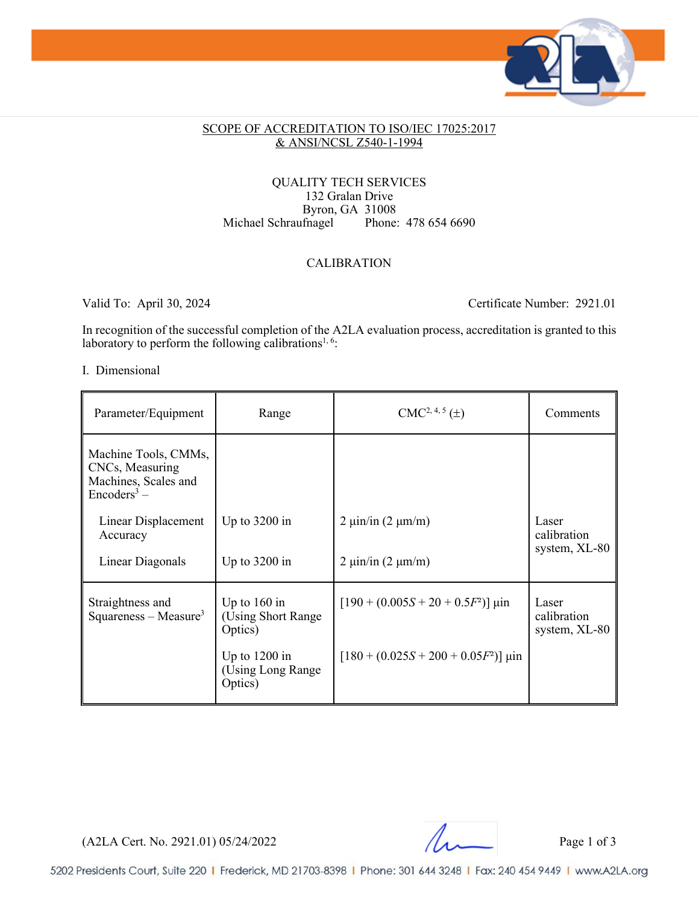SCOPE OF ACCREDITATION TO ISO/IEC 17025:2017
& ANSI/NCSL Z540-1-1994

QUALITY TECH SERVICES
132 Gralan Drive
Byron, GA 31008
Michael Schraufnagel Phone: 478 654 6690

CALIBRATION

Valid To: April 30, 2024 Certificate Number: 2921.01

In recognition of the successful completion of the A2LA evaluation process, accreditation is granted to this laboratory to perform the following calibrations[1, 6]:

I. Dimensional

| Parameter/Equipment | Range | CMC[2, 4, 5] (±) | Comments |
|---|---|---|---|
| Machine Tools, CMMs, CNCs, Measuring Machines, Scales and Encoders[3] – | | | |
| Linear Displacement Accuracy | Up to 3200 in | 2 µin/in (2 µm/m) | Laser calibration system, XL-80 |
| Linear Diagonals | Up to 3200 in | 2 µin/in (2 µm/m) | |
| Straightness and Squareness – Measure[3] | Up to 160 in (Using Short Range Optics) | $[190 + (0.005S + 20 + 0.5F^2)]$ µin | Laser calibration system, XL-80 |
| | Up to 1200 in (Using Long Range Optics) | $[180 + (0.025S + 200 + 0.05F^2)]$ µin | |

(A2LA Cert. No. 2921.01) 05/24/2022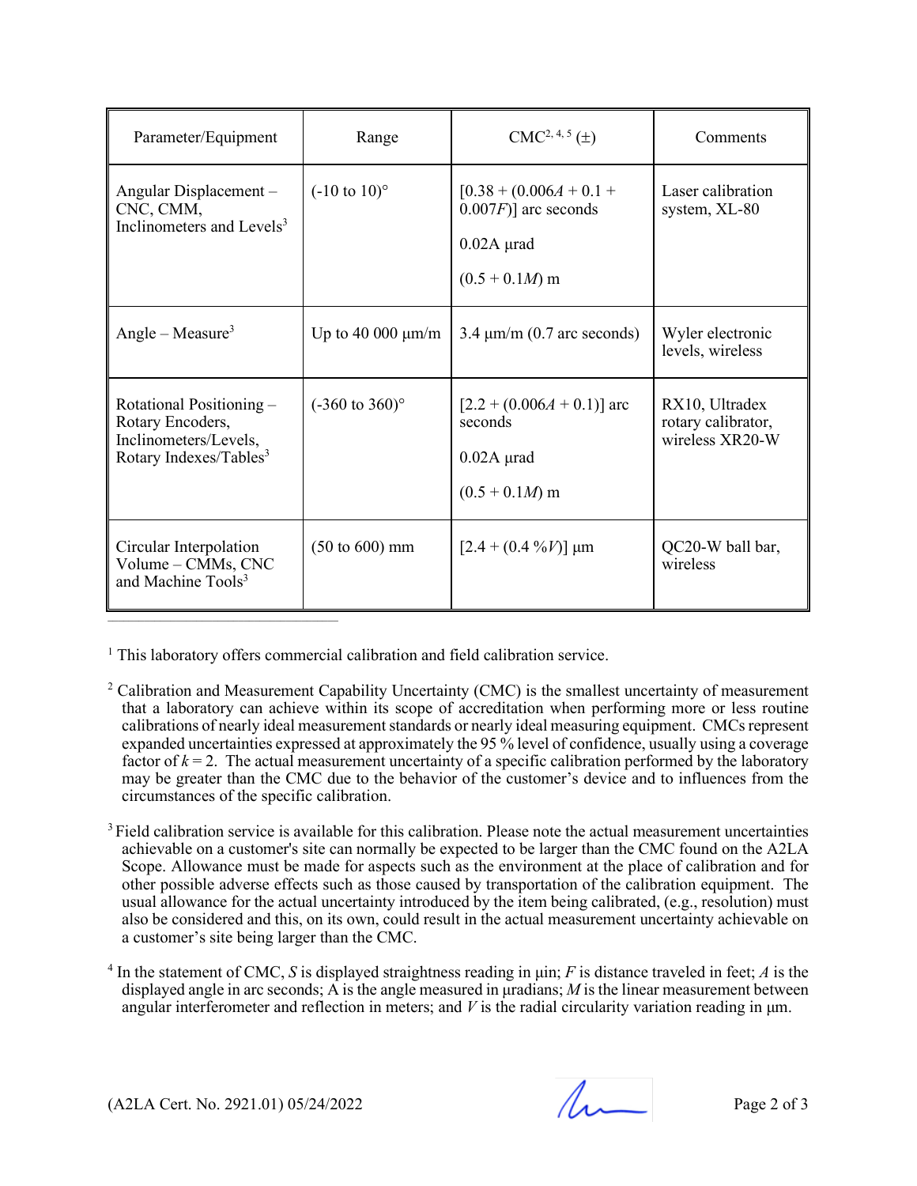| Parameter/Equipment | Range | CMC[2, 4, 5] (±) | Comments |
|---|---|---|---|
| Angular Displacement – CNC, CMM, Inclinometers and Levels[3] | (-10 to 10)° | [0.38 + (0.006$A$ + 0.1 + 0.007$F$)] arc seconds<br><br>0.02A µrad<br><br>(0.5 + 0.1$M$) m | Laser calibration system, XL-80 |
| Angle – Measure[3] | Up to 40 000 µm/m | 3.4 µm/m (0.7 arc seconds) | Wyler electronic levels, wireless |
| Rotational Positioning – Rotary Encoders, Inclinometers/Levels, Rotary Indexes/Tables[3] | (-360 to 360)° | [2.2 + (0.006$A$ + 0.1)] arc seconds<br><br>0.02A µrad<br><br>(0.5 + 0.1$M$) m | RX10, Ultradex rotary calibrator, wireless XR20-W |
| Circular Interpolation Volume – CMMs, CNC and Machine Tools[3] | (50 to 600) mm | [2.4 + (0.4 %$V$)] µm | QC20-W ball bar, wireless |

---

[1] This laboratory offers commercial calibration and field calibration service.

[2] Calibration and Measurement Capability Uncertainty (CMC) is the smallest uncertainty of measurement that a laboratory can achieve within its scope of accreditation when performing more or less routine calibrations of nearly ideal measurement standards or nearly ideal measuring equipment. CMCs represent expanded uncertainties expressed at approximately the 95 % level of confidence, usually using a coverage factor of $k = 2$. The actual measurement uncertainty of a specific calibration performed by the laboratory may be greater than the CMC due to the behavior of the customer's device and to influences from the circumstances of the specific calibration.

[3] Field calibration service is available for this calibration. Please note the actual measurement uncertainties achievable on a customer's site can normally be expected to be larger than the CMC found on the A2LA Scope. Allowance must be made for aspects such as the environment at the place of calibration and for other possible adverse effects such as those caused by transportation of the calibration equipment. The usual allowance for the actual uncertainty introduced by the item being calibrated, (e.g., resolution) must also be considered and this, on its own, could result in the actual measurement uncertainty achievable on a customer's site being larger than the CMC.

[4] In the statement of CMC, $S$ is displayed straightness reading in µin; $F$ is distance traveled in feet; $A$ is the displayed angle in arc seconds; A is the angle measured in µradians; $M$ is the linear measurement between angular interferometer and reflection in meters; and $V$ is the radial circularity variation reading in µm.

(A2LA Cert. No. 2921.01) 05/24/2022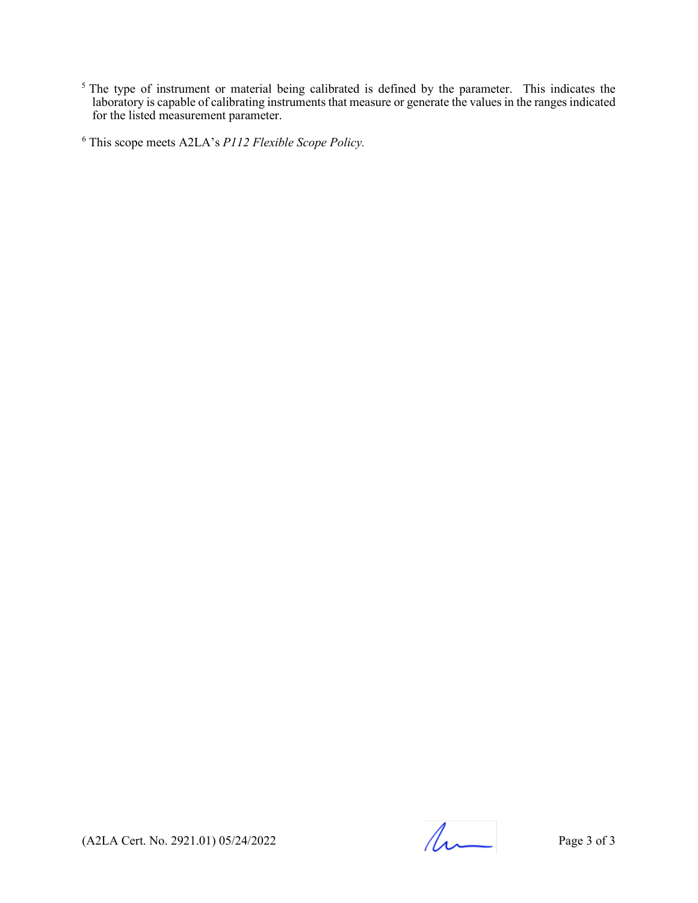[5] The type of instrument or material being calibrated is defined by the parameter. This indicates the laboratory is capable of calibrating instruments that measure or generate the values in the ranges indicated for the listed measurement parameter.

[6] This scope meets A2LA's *P112 Flexible Scope Policy.*

(A2LA Cert. No. 2921.01) 05/24/2022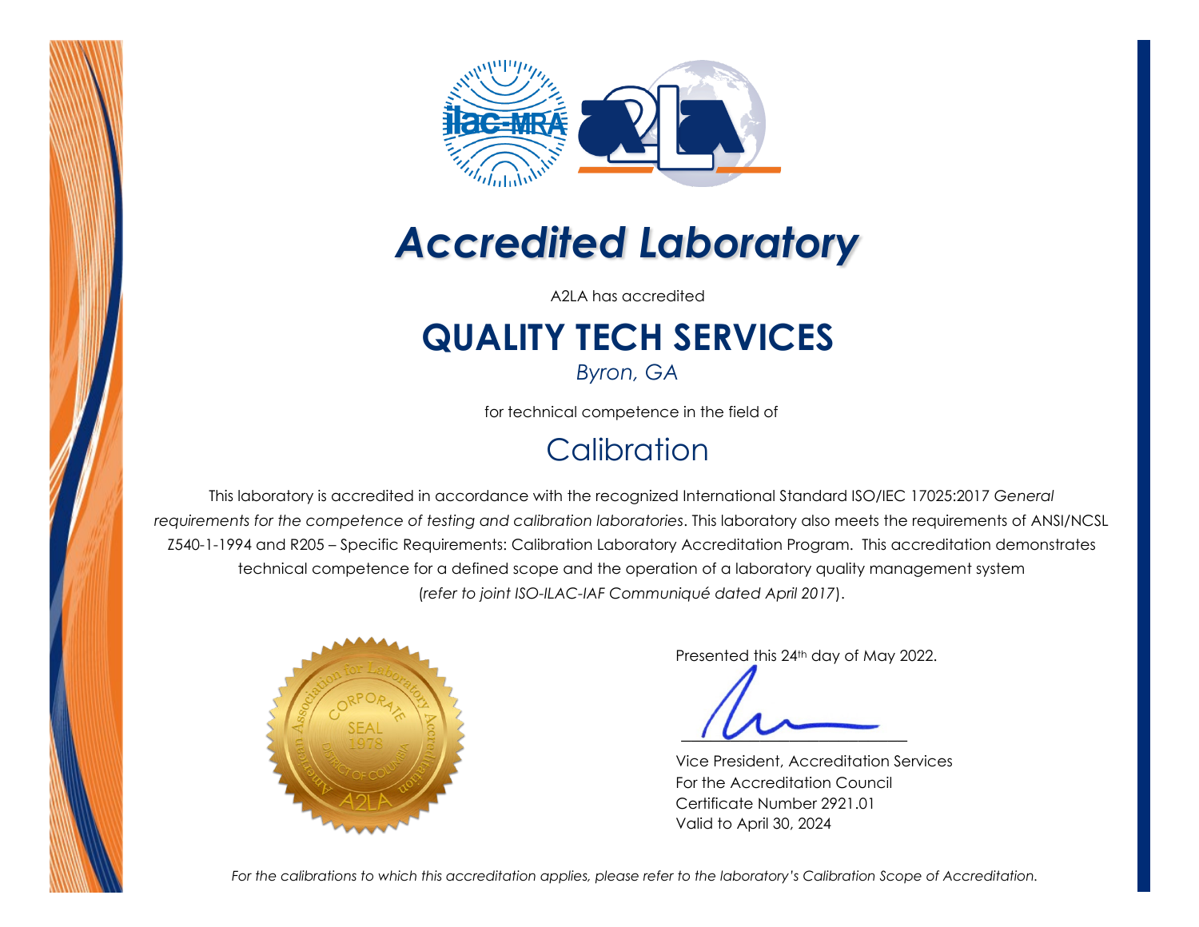# *Accredited Laboratory*

A2LA has accredited

## QUALITY TECH SERVICES

*Byron, GA*

for technical competence in the field of

## Calibration

This laboratory is accredited in accordance with the recognized International Standard ISO/IEC 17025:2017 *General requirements for the competence of testing and calibration laboratories*. This laboratory also meets the requirements of ANSI/NCSL Z540-1-1994 and R205 – Specific Requirements: Calibration Laboratory Accreditation Program. This accreditation demonstrates technical competence for a defined scope and the operation of a laboratory quality management system (*refer to joint ISO-ILAC-IAF Communiqué dated April 2017*).

Presented this 24th day of May 2022.

Vice President, Accreditation Services
For the Accreditation Council
Certificate Number 2921.01
Valid to April 30, 2024

*For the calibrations to which this accreditation applies, please refer to the laboratory's Calibration Scope of Accreditation.*